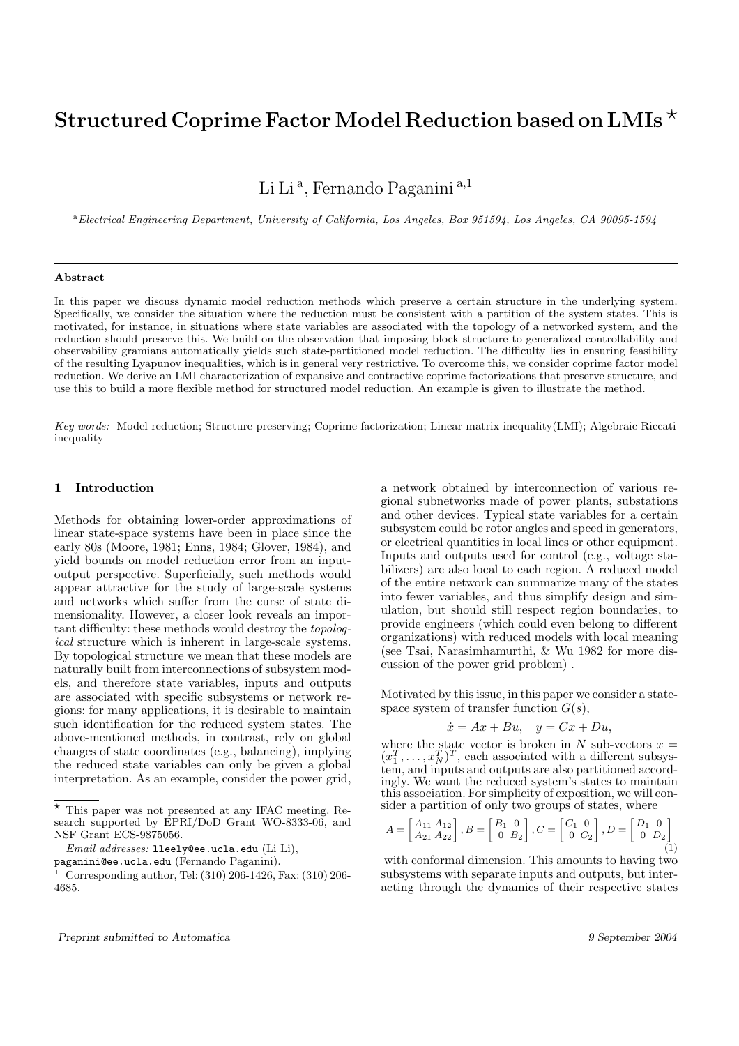# Structured Coprime Factor Model Reduction based on LMIs ⋆

Li Li [a], Fernando Paganini [a,1]

[a] *Electrical Engineering Department, University of California, Los Angeles, Box 951594, Los Angeles, CA 90095-1594*

---

**Abstract**

In this paper we discuss dynamic model reduction methods which preserve a certain structure in the underlying system. Specifically, we consider the situation where the reduction must be consistent with a partition of the system states. This is motivated, for instance, in situations where state variables are associated with the topology of a networked system, and the reduction should preserve this. We build on the observation that imposing block structure to generalized controllability and observability gramians automatically yields such state-partitioned model reduction. The difficulty lies in ensuring feasibility of the resulting Lyapunov inequalities, which is in general very restrictive. To overcome this, we consider coprime factor model reduction. We derive an LMI characterization of expansive and contractive coprime factorizations that preserve structure, and use this to build a more flexible method for structured model reduction. An example is given to illustrate the method.

*Key words:* Model reduction; Structure preserving; Coprime factorization; Linear matrix inequality(LMI); Algebraic Riccati inequality

---

## 1 Introduction

Methods for obtaining lower-order approximations of linear state-space systems have been in place since the early 80s (Moore, 1981; Enns, 1984; Glover, 1984), and yield bounds on model reduction error from an input-output perspective. Superficially, such methods would appear attractive for the study of large-scale systems and networks which suffer from the curse of state dimensionality. However, a closer look reveals an important difficulty: these methods would destroy the *topological* structure which is inherent in large-scale systems. By topological structure we mean that these models are naturally built from interconnections of subsystem models, and therefore state variables, inputs and outputs are associated with specific subsystems or network regions: for many applications, it is desirable to maintain such identification for the reduced system states. The above-mentioned methods, in contrast, rely on global changes of state coordinates (e.g., balancing), implying the reduced state variables can only be given a global interpretation. As an example, consider the power grid, a network obtained by interconnection of various regional subnetworks made of power plants, substations and other devices. Typical state variables for a certain subsystem could be rotor angles and speed in generators, or electrical quantities in local lines or other equipment. Inputs and outputs used for control (e.g., voltage stabilizers) are also local to each region. A reduced model of the entire network can summarize many of the states into fewer variables, and thus simplify design and simulation, but should still respect region boundaries, to provide engineers (which could even belong to different organizations) with reduced models with local meaning (see Tsai, Narasimhamurthi, & Wu 1982 for more discussion of the power grid problem) .

Motivated by this issue, in this paper we consider a state-space system of transfer function $G(s)$,

$$\dot{x} = Ax + Bu, \quad y = Cx + Du,$$

where the state vector is broken in $N$ sub-vectors $x = (x_1^T, \ldots, x_N^T)^T$, each associated with a different subsystem, and inputs and outputs are also partitioned accordingly. We want the reduced system's states to maintain this association. For simplicity of exposition, we will consider a partition of only two groups of states, where

$$A = \begin{bmatrix} A_{11} & A_{12} \\ A_{21} & A_{22} \end{bmatrix}, B = \begin{bmatrix} B_1 & 0 \\ 0 & B_2 \end{bmatrix}, C = \begin{bmatrix} C_1 & 0 \\ 0 & C_2 \end{bmatrix}, D = \begin{bmatrix} D_1 & 0 \\ 0 & D_2 \end{bmatrix} \tag{1}$$

with conformal dimension. This amounts to having two subsystems with separate inputs and outputs, but interacting through the dynamics of their respective states

---

⋆ This paper was not presented at any IFAC meeting. Research supported by EPRI/DoD Grant WO-8333-06, and NSF Grant ECS-9875056.

*Email addresses:* lleely@ee.ucla.edu (Li Li), paganini@ee.ucla.edu (Fernando Paganini).

[1] Corresponding author, Tel: (310) 206-1426, Fax: (310) 206-4685.

*Preprint submitted to Automatica* 9 September 2004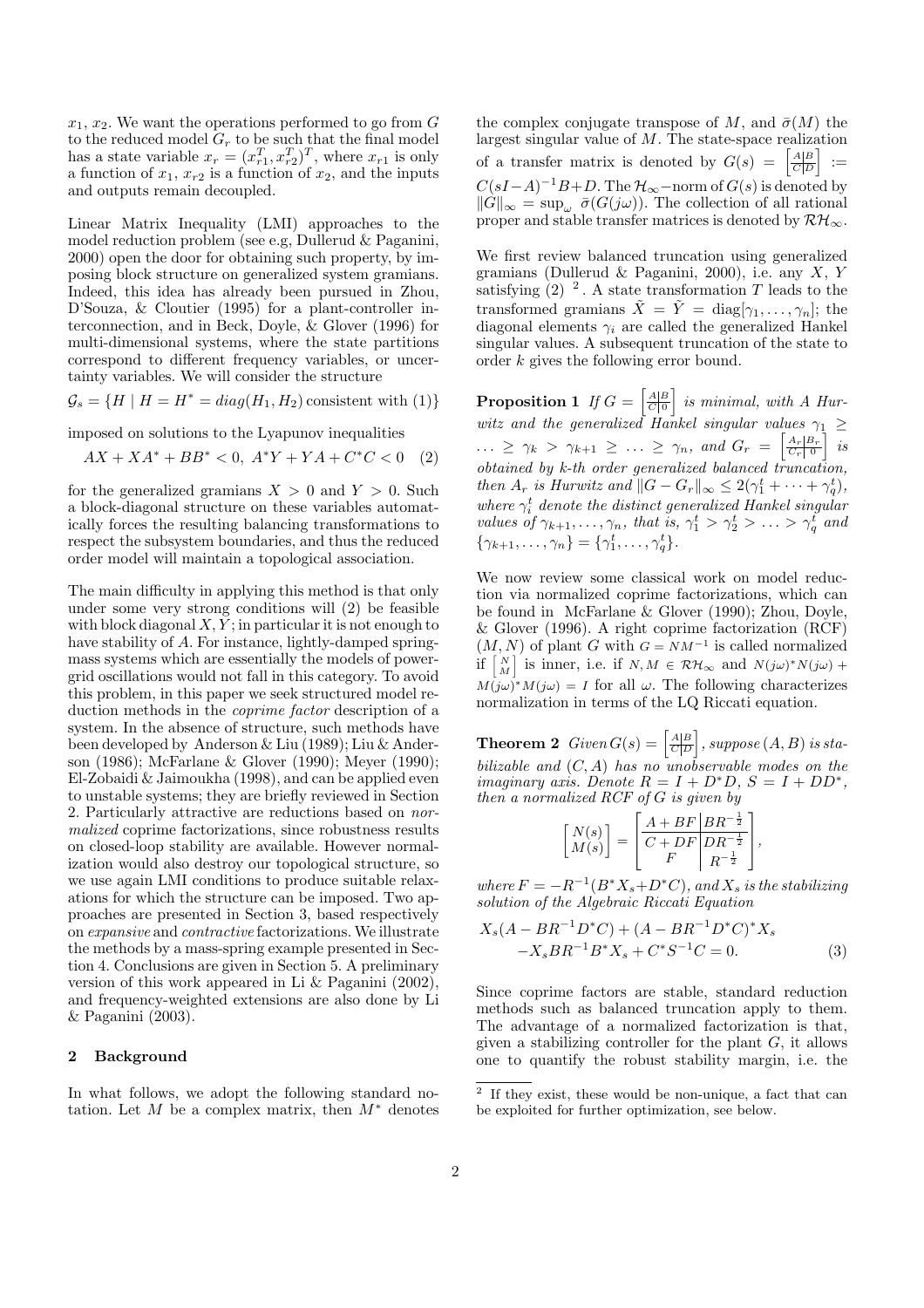$x_1$, $x_2$. We want the operations performed to go from $G$ to the reduced model $G_r$ to be such that the final model has a state variable $x_r = (x_{r1}^T, x_{r2}^T)^T$, where $x_{r1}$ is only a function of $x_1$, $x_{r2}$ is a function of $x_2$, and the inputs and outputs remain decoupled.

Linear Matrix Inequality (LMI) approaches to the model reduction problem (see e.g, Dullerud & Paganini, 2000) open the door for obtaining such property, by imposing block structure on generalized system gramians. Indeed, this idea has already been pursued in Zhou, D'Souza, & Cloutier (1995) for a plant-controller interconnection, and in Beck, Doyle, & Glover (1996) for multi-dimensional systems, where the state partitions correspond to different frequency variables, or uncertainty variables. We will consider the structure

$$\mathcal{G}_s = \{H \mid H = H^* = diag(H_1, H_2) \text{ consistent with (1)}\}$$

imposed on solutions to the Lyapunov inequalities

$$AX + XA^* + BB^* < 0, \; A^*Y + YA + C^*C < 0 \quad (2)$$

for the generalized gramians $X > 0$ and $Y > 0$. Such a block-diagonal structure on these variables automatically forces the resulting balancing transformations to respect the subsystem boundaries, and thus the reduced order model will maintain a topological association.

The main difficulty in applying this method is that only under some very strong conditions will (2) be feasible with block diagonal $X, Y$; in particular it is not enough to have stability of $A$. For instance, lightly-damped spring-mass systems which are essentially the models of power-grid oscillations would not fall in this category. To avoid this problem, in this paper we seek structured model reduction methods in the *coprime factor* description of a system. In the absence of structure, such methods have been developed by Anderson & Liu (1989); Liu & Anderson (1986); McFarlane & Glover (1990); Meyer (1990); El-Zobaidi & Jaimoukha (1998), and can be applied even to unstable systems; they are briefly reviewed in Section 2. Particularly attractive are reductions based on *normalized* coprime factorizations, since robustness results on closed-loop stability are available. However normalization would also destroy our topological structure, so we use again LMI conditions to produce suitable relaxations for which the structure can be imposed. Two approaches are presented in Section 3, based respectively on *expansive* and *contractive* factorizations. We illustrate the methods by a mass-spring example presented in Section 4. Conclusions are given in Section 5. A preliminary version of this work appeared in Li & Paganini (2002), and frequency-weighted extensions are also done by Li & Paganini (2003).

## 2 Background

In what follows, we adopt the following standard notation. Let $M$ be a complex matrix, then $M^*$ denotes the complex conjugate transpose of $M$, and $\bar{\sigma}(M)$ the largest singular value of $M$. The state-space realization of a transfer matrix is denoted by $G(s) = \left[\begin{array}{c|c} A & B \\ \hline C & D \end{array}\right] := C(sI-A)^{-1}B+D$. The $\mathcal{H}_\infty$−norm of $G(s)$ is denoted by $\|G\|_\infty = \sup_\omega \bar{\sigma}(G(j\omega))$. The collection of all rational proper and stable transfer matrices is denoted by $\mathcal{RH}_\infty$.

We first review balanced truncation using generalized gramians (Dullerud & Paganini, 2000), i.e. any $X$, $Y$ satisfying (2) [2]. A state transformation $T$ leads to the transformed gramians $\tilde{X} = \tilde{Y} = \text{diag}[\gamma_1, \ldots, \gamma_n]$; the diagonal elements $\gamma_i$ are called the generalized Hankel singular values. A subsequent truncation of the state to order $k$ gives the following error bound.

**Proposition 1** *If $G = \left[\begin{array}{c|c} A & B \\ \hline C & 0 \end{array}\right]$ is minimal, with $A$ Hurwitz and the generalized Hankel singular values $\gamma_1 \geq \ldots \geq \gamma_k > \gamma_{k+1} \geq \ldots \geq \gamma_n$, and $G_r = \left[\begin{array}{c|c} A_r & B_r \\ \hline C_r & 0 \end{array}\right]$ is obtained by k-th order generalized balanced truncation, then $A_r$ is Hurwitz and $\|G - G_r\|_\infty \leq 2(\gamma_1^t + \cdots + \gamma_q^t)$, where $\gamma_i^t$ denote the distinct generalized Hankel singular values of $\gamma_{k+1}, \ldots, \gamma_n$, that is, $\gamma_1^t > \gamma_2^t > \ldots > \gamma_q^t$ and $\{\gamma_{k+1}, \ldots, \gamma_n\} = \{\gamma_1^t, \ldots, \gamma_q^t\}$.*

We now review some classical work on model reduction via normalized coprime factorizations, which can be found in McFarlane & Glover (1990); Zhou, Doyle, & Glover (1996). A right coprime factorization (RCF) $(M, N)$ of plant $G$ with $G = NM^{-1}$ is called normalized if $\left[\begin{smallmatrix} N \\ M \end{smallmatrix}\right]$ is inner, i.e. if $N, M \in \mathcal{RH}_\infty$ and $N(j\omega)^*N(j\omega) + M(j\omega)^*M(j\omega) = I$ for all $\omega$. The following characterizes normalization in terms of the LQ Riccati equation.

**Theorem 2** *Given $G(s) = \left[\begin{array}{c|c} A & B \\ \hline C & D \end{array}\right]$, suppose $(A, B)$ is stabilizable and $(C, A)$ has no unobservable modes on the imaginary axis. Denote $R = I + D^*D$, $S = I + DD^*$, then a normalized RCF of $G$ is given by*

$$\begin{bmatrix} N(s) \\ M(s) \end{bmatrix} = \left[\begin{array}{c|c} A + BF & BR^{-\frac{1}{2}} \\ \hline C + DF & DR^{-\frac{1}{2}} \\ F & R^{-\frac{1}{2}} \end{array}\right],$$

*where $F = -R^{-1}(B^*X_s + D^*C)$, and $X_s$ is the stabilizing solution of the Algebraic Riccati Equation*

$$\begin{aligned} &X_s(A - BR^{-1}D^*C) + (A - BR^{-1}D^*C)^*X_s \\ &-X_sBR^{-1}B^*X_s + C^*S^{-1}C = 0. \end{aligned} \quad (3)$$

Since coprime factors are stable, standard reduction methods such as balanced truncation apply to them. The advantage of a normalized factorization is that, given a stabilizing controller for the plant $G$, it allows one to quantify the robust stability margin, i.e. the

[2] If they exist, these would be non-unique, a fact that can be exploited for further optimization, see below.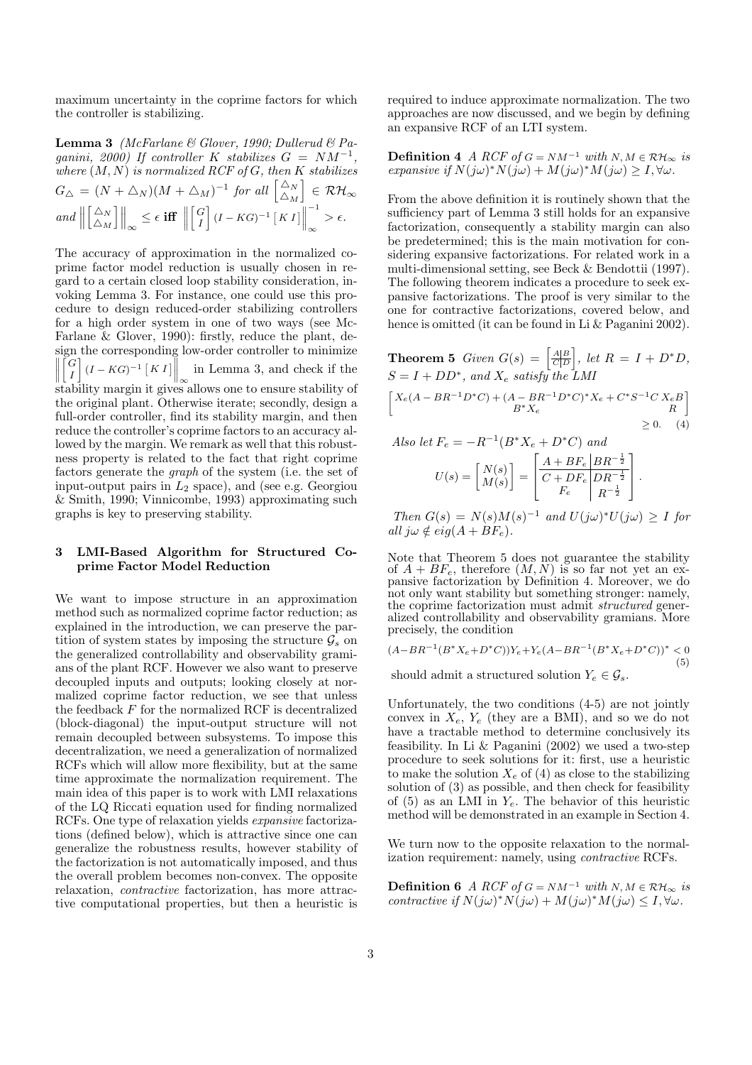maximum uncertainty in the coprime factors for which the controller is stabilizing.

**Lemma 3** *(McFarlane & Glover, 1990; Dullerud & Paganini, 2000) If controller $K$ stabilizes $G = NM^{-1}$, where $(M, N)$ is normalized RCF of $G$, then $K$ stabilizes $G_\triangle = (N + \triangle_N)(M + \triangle_M)^{-1}$ for all $\begin{bmatrix} \triangle_N \\ \triangle_M \end{bmatrix} \in \mathcal{RH}_\infty$ and $\left\| \begin{bmatrix} \triangle_N \\ \triangle_M \end{bmatrix} \right\|_\infty \leq \epsilon$* **iff** $\left\| \begin{bmatrix} G \\ I \end{bmatrix} (I - KG)^{-1} \begin{bmatrix} K & I \end{bmatrix} \right\|_\infty^{-1} > \epsilon$.

The accuracy of approximation in the normalized coprime factor model reduction is usually chosen in regard to a certain closed loop stability consideration, invoking Lemma 3. For instance, one could use this procedure to design reduced-order stabilizing controllers for a high order system in one of two ways (see McFarlane & Glover, 1990): firstly, reduce the plant, design the corresponding low-order controller to minimize $\left\| \begin{bmatrix} G \\ I \end{bmatrix} (I - KG)^{-1} \begin{bmatrix} K & I \end{bmatrix} \right\|_\infty$ in Lemma 3, and check if the stability margin it gives allows one to ensure stability of the original plant. Otherwise iterate; secondly, design a full-order controller, find its stability margin, and then reduce the controller's coprime factors to an accuracy allowed by the margin. We remark as well that this robustness property is related to the fact that right coprime factors generate the *graph* of the system (i.e. the set of input-output pairs in $L_2$ space), and (see e.g. Georgiou & Smith, 1990; Vinnicombe, 1993) approximating such graphs is key to preserving stability.

## 3 LMI-Based Algorithm for Structured Coprime Factor Model Reduction

We want to impose structure in an approximation method such as normalized coprime factor reduction; as explained in the introduction, we can preserve the partition of system states by imposing the structure $\mathcal{G}_s$ on the generalized controllability and observability gramians of the plant RCF. However we also want to preserve decoupled inputs and outputs; looking closely at normalized coprime factor reduction, we see that unless the feedback $F$ for the normalized RCF is decentralized (block-diagonal) the input-output structure will not remain decoupled between subsystems. To impose this decentralization, we need a generalization of normalized RCFs which will allow more flexibility, but at the same time approximate the normalization requirement. The main idea of this paper is to work with LMI relaxations of the LQ Riccati equation used for finding normalized RCFs. One type of relaxation yields *expansive* factorizations (defined below), which is attractive since one can generalize the robustness results, however stability of the factorization is not automatically imposed, and thus the overall problem becomes non-convex. The opposite relaxation, *contractive* factorization, has more attractive computational properties, but then a heuristic is required to induce approximate normalization. The two approaches are now discussed, and we begin by defining an expansive RCF of an LTI system.

**Definition 4** *A RCF of $G = NM^{-1}$ with $N, M \in \mathcal{RH}_\infty$ is expansive if $N(j\omega)^*N(j\omega) + M(j\omega)^*M(j\omega) \geq I, \forall\omega$.*

From the above definition it is routinely shown that the sufficiency part of Lemma 3 still holds for an expansive factorization, consequently a stability margin can also be predetermined; this is the main motivation for considering expansive factorizations. For related work in a multi-dimensional setting, see Beck & Bendottii (1997). The following theorem indicates a procedure to seek expansive factorizations. The proof is very similar to the one for contractive factorizations, covered below, and hence is omitted (it can be found in Li & Paganini 2002).

**Theorem 5** *Given $G(s) = \left[\begin{array}{c|c} A & B \\ \hline C & D \end{array}\right]$, let $R = I + D^*D$, $S = I + DD^*$, and $X_e$ satisfy the LMI*

$$\begin{bmatrix} X_e(A - BR^{-1}D^*C) + (A - BR^{-1}D^*C)^*X_e + C^*S^{-1}C & X_eB \\ B^*X_e & R \end{bmatrix} \geq 0. \quad (4)$$

*Also let $F_e = -R^{-1}(B^*X_e + D^*C)$ and*

$$U(s) = \begin{bmatrix} N(s) \\ M(s) \end{bmatrix} = \left[\begin{array}{c|c} A + BF_e & BR^{-\frac{1}{2}} \\ \hline C + DF_e & DR^{-\frac{1}{2}} \\ F_e & R^{-\frac{1}{2}} \end{array}\right].$$

*Then $G(s) = N(s)M(s)^{-1}$ and $U(j\omega)^*U(j\omega) \geq I$ for all $j\omega \notin eig(A + BF_e)$.*

Note that Theorem 5 does not guarantee the stability of $A + BF_e$, therefore $(M, N)$ is so far not yet an expansive factorization by Definition 4. Moreover, we do not only want stability but something stronger: namely, the coprime factorization must admit *structured* generalized controllability and observability gramians. More precisely, the condition

$$(A - BR^{-1}(B^*X_e + D^*C))Y_e + Y_e(A - BR^{-1}(B^*X_e + D^*C))^* < 0 \quad (5)$$

should admit a structured solution $Y_e \in \mathcal{G}_s$.

Unfortunately, the two conditions (4-5) are not jointly convex in $X_e$, $Y_e$ (they are a BMI), and so we do not have a tractable method to determine conclusively its feasibility. In Li & Paganini (2002) we used a two-step procedure to seek solutions for it: first, use a heuristic to make the solution $X_e$ of (4) as close to the stabilizing solution of (3) as possible, and then check for feasibility of (5) as an LMI in $Y_e$. The behavior of this heuristic method will be demonstrated in an example in Section 4.

We turn now to the opposite relaxation to the normalization requirement: namely, using *contractive* RCFs.

**Definition 6** *A RCF of $G = NM^{-1}$ with $N, M \in \mathcal{RH}_\infty$ is contractive if $N(j\omega)^*N(j\omega) + M(j\omega)^*M(j\omega) \leq I, \forall\omega$.*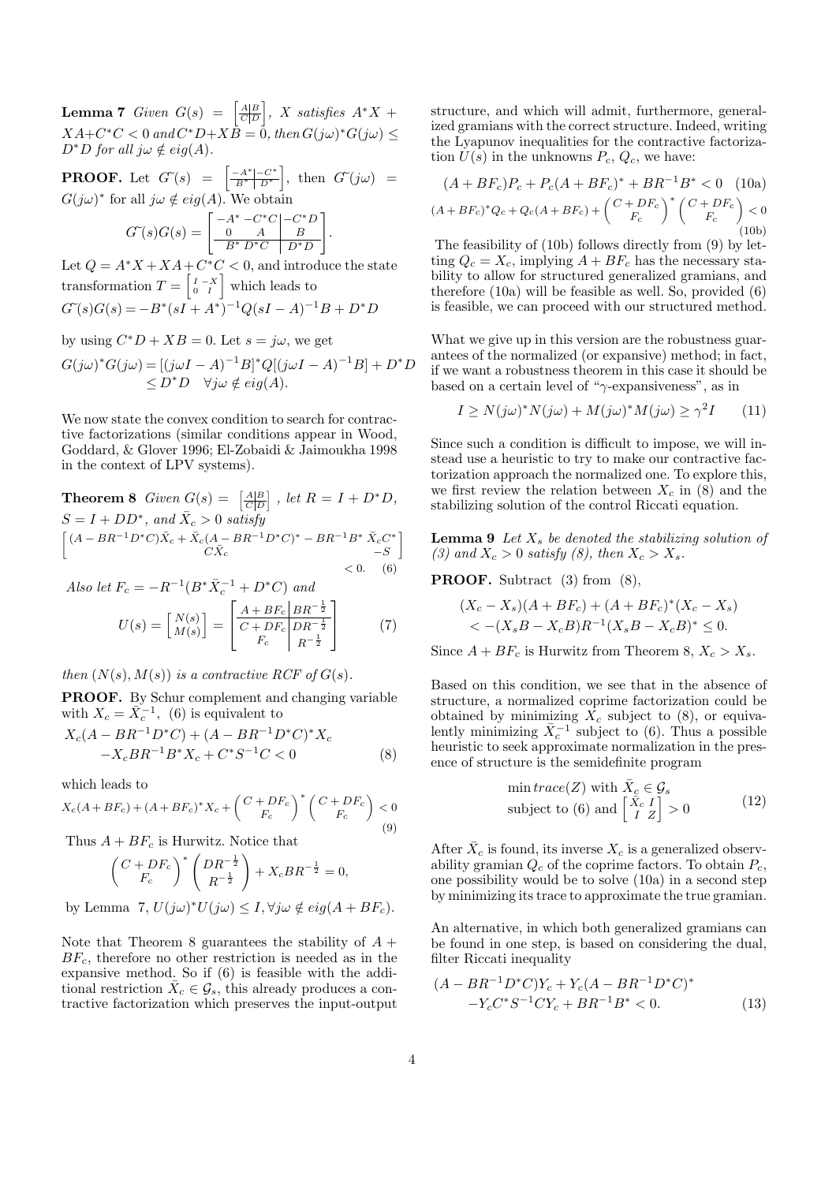**Lemma 7** *Given $G(s) = \left[\begin{array}{c|c} A & B \\ \hline C & D \end{array}\right]$, $X$ satisfies $A^*X + XA + C^*C < 0$ and $C^*D + XB = 0$, then $G(j\omega)^*G(j\omega) \leq D^*D$ for all $j\omega \notin eig(A)$.*

**PROOF.** Let $G^{\sim}(s) = \left[\begin{array}{c|c} -A^* & -C^* \\ \hline B^* & D^* \end{array}\right]$, then $G^{\sim}(j\omega) = G(j\omega)^*$ for all $j\omega \notin eig(A)$. We obtain

$$G^{\sim}(s)G(s) = \left[\begin{array}{cc|c} -A^* & -C^*C & -C^*D \\ 0 & A & B \\ \hline B^* & D^*C & D^*D \end{array}\right].$$

Let $Q = A^*X + XA + C^*C < 0$, and introduce the state transformation $T = \left[\begin{smallmatrix} I & -X \\ 0 & I \end{smallmatrix}\right]$ which leads to

$$G^{\sim}(s)G(s) = -B^*(sI + A^*)^{-1}Q(sI - A)^{-1}B + D^*D$$

by using $C^*D + XB = 0$. Let $s = j\omega$, we get

$$\begin{aligned} G(j\omega)^*G(j\omega) &= [(j\omega I - A)^{-1}B]^*Q[(j\omega I - A)^{-1}B] + D^*D \\ &\leq D^*D \quad \forall j\omega \notin eig(A). \end{aligned}$$

We now state the convex condition to search for contractive factorizations (similar conditions appear in Wood, Goddard, & Glover 1996; El-Zobaidi & Jaimoukha 1998 in the context of LPV systems).

**Theorem 8** *Given $G(s) = \left[\begin{array}{c|c} A & B \\ \hline C & D \end{array}\right]$, let $R = I + D^*D$, $S = I + DD^*$, and $\bar{X}_c > 0$ satisfy*

$$\begin{bmatrix} (A - BR^{-1}D^*C)\bar{X}_c + \bar{X}_c(A - BR^{-1}D^*C)^* - BR^{-1}B^* & \bar{X}_c C^* \\ C\bar{X}_c & -S \end{bmatrix} < 0. \quad (6)$$

*Also let $F_c = -R^{-1}(B^*\bar{X}_c^{-1} + D^*C)$ and*

$$U(s) = \begin{bmatrix} N(s) \\ M(s) \end{bmatrix} = \left[\begin{array}{c|c} A + BF_c & BR^{-\frac{1}{2}} \\ \hline C + DF_c & DR^{-\frac{1}{2}} \\ F_c & R^{-\frac{1}{2}} \end{array}\right] \quad (7)$$

*then $(N(s), M(s))$ is a contractive RCF of $G(s)$.*

**PROOF.** By Schur complement and changing variable with $X_c = \bar{X}_c^{-1}$, (6) is equivalent to

$$\begin{aligned} &X_c(A - BR^{-1}D^*C) + (A - BR^{-1}D^*C)^*X_c \\ &\quad - X_cBR^{-1}B^*X_c + C^*S^{-1}C < 0 \end{aligned} \quad (8)$$

which leads to

$$X_c(A + BF_c) + (A + BF_c)^*X_c + \begin{pmatrix} C + DF_c \\ F_c \end{pmatrix}^* \begin{pmatrix} C + DF_c \\ F_c \end{pmatrix} < 0 \quad (9)$$

Thus $A + BF_c$ is Hurwitz. Notice that

$$\begin{pmatrix} C + DF_c \\ F_c \end{pmatrix}^* \begin{pmatrix} DR^{-\frac{1}{2}} \\ R^{-\frac{1}{2}} \end{pmatrix} + X_cBR^{-\frac{1}{2}} = 0,$$

by Lemma 7, $U(j\omega)^*U(j\omega) \leq I, \forall j\omega \notin eig(A + BF_c)$.

Note that Theorem 8 guarantees the stability of $A + BF_c$, therefore no other restriction is needed as in the expansive method. So if (6) is feasible with the additional restriction $\bar{X}_c \in \mathcal{G}_s$, this already produces a contractive factorization which preserves the input-output structure, and which will admit, furthermore, generalized gramians with the correct structure. Indeed, writing the Lyapunov inequalities for the contractive factorization $U(s)$ in the unknowns $P_c$, $Q_c$, we have:

$$(A + BF_c)P_c + P_c(A + BF_c)^* + BR^{-1}B^* < 0 \quad (10a)$$

$$(A + BF_c)^*Q_c + Q_c(A + BF_c) + \begin{pmatrix} C + DF_c \\ F_c \end{pmatrix}^* \begin{pmatrix} C + DF_c \\ F_c \end{pmatrix} < 0 \quad (10b)$$

The feasibility of (10b) follows directly from (9) by letting $Q_c = X_c$, implying $A + BF_c$ has the necessary stability to allow for structured generalized gramians, and therefore (10a) will be feasible as well. So, provided (6) is feasible, we can proceed with our structured method.

What we give up in this version are the robustness guarantees of the normalized (or expansive) method; in fact, if we want a robustness theorem in this case it should be based on a certain level of "$\gamma$-expansiveness", as in

$$I \geq N(j\omega)^*N(j\omega) + M(j\omega)^*M(j\omega) \geq \gamma^2 I \quad (11)$$

Since such a condition is difficult to impose, we will instead use a heuristic to try to make our contractive factorization approach the normalized one. To explore this, we first review the relation between $X_c$ in (8) and the stabilizing solution of the control Riccati equation.

**Lemma 9** *Let $X_s$ be denoted the stabilizing solution of (3) and $X_c > 0$ satisfy (8), then $X_c > X_s$.*

**PROOF.** Subtract (3) from (8),

$$\begin{aligned} &(X_c - X_s)(A + BF_c) + (A + BF_c)^*(X_c - X_s) \\ &\quad < -(X_sB - X_cB)R^{-1}(X_sB - X_cB)^* \leq 0. \end{aligned}$$

Since $A + BF_c$ is Hurwitz from Theorem 8, $X_c > X_s$.

Based on this condition, we see that in the absence of structure, a normalized coprime factorization could be obtained by minimizing $X_c$ subject to (8), or equivalently minimizing $\bar{X}_c^{-1}$ subject to (6). Thus a possible heuristic to seek approximate normalization in the presence of structure is the semidefinite program

$$\begin{aligned} &\min trace(Z) \text{ with } \bar{X}_c \in \mathcal{G}_s \\ &\text{subject to (6) and } \begin{bmatrix} \bar{X}_c & I \\ I & Z \end{bmatrix} > 0 \end{aligned} \quad (12)$$

After $\bar{X}_c$ is found, its inverse $X_c$ is a generalized observability gramian $Q_c$ of the coprime factors. To obtain $P_c$, one possibility would be to solve (10a) in a second step by minimizing its trace to approximate the true gramian.

An alternative, in which both generalized gramians can be found in one step, is based on considering the dual, filter Riccati inequality

$$\begin{aligned} &(A - BR^{-1}D^*C)Y_c + Y_c(A - BR^{-1}D^*C)^* \\ &\quad - Y_cC^*S^{-1}CY_c + BR^{-1}B^* < 0. \end{aligned} \quad (13)$$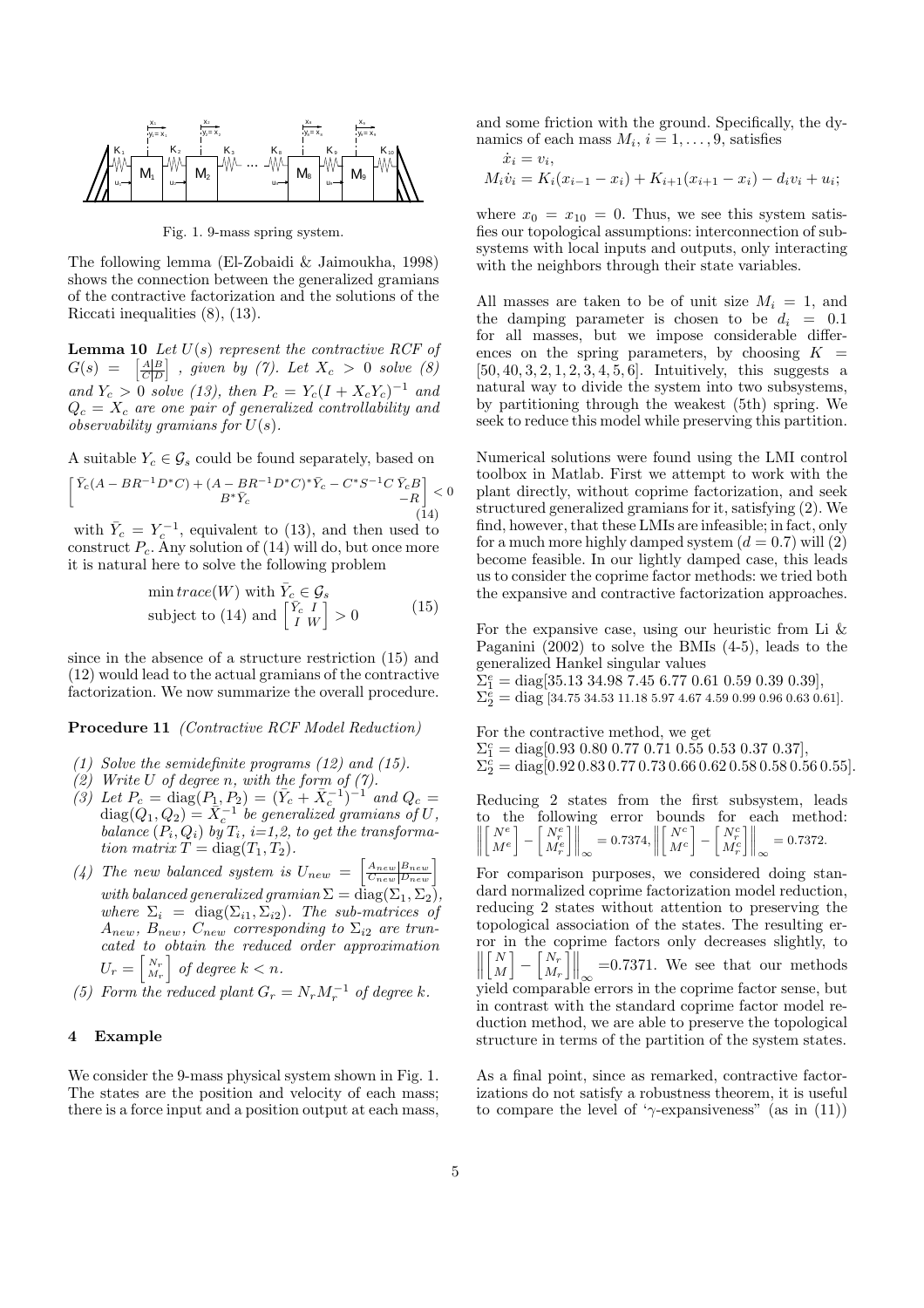Fig. 1. 9-mass spring system.

The following lemma (El-Zobaidi & Jaimoukha, 1998) shows the connection between the generalized gramians of the contractive factorization and the solutions of the Riccati inequalities (8), (13).

**Lemma 10** *Let $U(s)$ represent the contractive RCF of $G(s) = \left[\begin{smallmatrix} A & B \\ C & D \end{smallmatrix}\right]$ , given by (7). Let $X_c > 0$ solve (8) and $Y_c > 0$ solve (13), then $P_c = Y_c(I + X_cY_c)^{-1}$ and $Q_c = X_c$ are one pair of generalized controllability and observability gramians for $U(s)$.*

A suitable $Y_c \in \mathcal{G}_s$ could be found separately, based on

$$\begin{bmatrix} \bar{Y}_c(A - BR^{-1}D^*C) + (A - BR^{-1}D^*C)^*\bar{Y}_c - C^*S^{-1}C & \bar{Y}_cB \\ B^*\bar{Y}_c & -R \end{bmatrix} < 0 \quad (14)$$

with $\bar{Y}_c = Y_c^{-1}$, equivalent to (13), and then used to construct $P_c$. Any solution of (14) will do, but once more it is natural here to solve the following problem

$$\begin{aligned} &\min trace(W) \text{ with } \bar{Y}_c \in \mathcal{G}_s \\ &\text{subject to (14) and } \begin{bmatrix} \bar{Y}_c & I \\ I & W \end{bmatrix} > 0 \end{aligned} \quad (15)$$

since in the absence of a structure restriction (15) and (12) would lead to the actual gramians of the contractive factorization. We now summarize the overall procedure.

**Procedure 11** *(Contractive RCF Model Reduction)*

*(1) Solve the semidefinite programs (12) and (15).*
*(2) Write $U$ of degree $n$, with the form of (7).*
*(3) Let $P_c = \text{diag}(P_1, P_2) = (\bar{Y}_c + \bar{X}_c^{-1})^{-1}$ and $Q_c = \text{diag}(Q_1, Q_2) = \bar{X}_c^{-1}$ be generalized gramians of $U$, balance $(P_i, Q_i)$ by $T_i$, $i$=1,2, to get the transformation matrix $T = \text{diag}(T_1, T_2)$.*
*(4) The new balanced system is $U_{new} = \left[\begin{smallmatrix} A_{new} & B_{new} \\ C_{new} & D_{new} \end{smallmatrix}\right]$ with balanced generalized gramian $\Sigma = \text{diag}(\Sigma_1, \Sigma_2)$, where $\Sigma_i = \text{diag}(\Sigma_{i1}, \Sigma_{i2})$. The sub-matrices of $A_{new}$, $B_{new}$, $C_{new}$ corresponding to $\Sigma_{i2}$ are truncated to obtain the reduced order approximation $U_r = \left[\begin{smallmatrix} N_r \\ M_r \end{smallmatrix}\right]$ of degree $k < n$.*
*(5) Form the reduced plant $G_r = N_rM_r^{-1}$ of degree $k$.*

## 4 Example

We consider the 9-mass physical system shown in Fig. 1. The states are the position and velocity of each mass; there is a force input and a position output at each mass, and some friction with the ground. Specifically, the dynamics of each mass $M_i$, $i = 1, \ldots, 9$, satisfies

$$\begin{aligned} \dot{x}_i &= v_i, \\ M_i\dot{v}_i &= K_i(x_{i-1} - x_i) + K_{i+1}(x_{i+1} - x_i) - d_iv_i + u_i; \end{aligned}$$

where $x_0 = x_{10} = 0$. Thus, we see this system satisfies our topological assumptions: interconnection of subsystems with local inputs and outputs, only interacting with the neighbors through their state variables.

All masses are taken to be of unit size $M_i = 1$, and the damping parameter is chosen to be $d_i = 0.1$ for all masses, but we impose considerable differences on the spring parameters, by choosing $K = [50, 40, 3, 2, 1, 2, 3, 4, 5, 6]$. Intuitively, this suggests a natural way to divide the system into two subsystems, by partitioning through the weakest (5th) spring. We seek to reduce this model while preserving this partition.

Numerical solutions were found using the LMI control toolbox in Matlab. First we attempt to work with the plant directly, without coprime factorization, and seek structured generalized gramians for it, satisfying (2). We find, however, that these LMIs are infeasible; in fact, only for a much more highly damped system ($d = 0.7$) will (2) become feasible. In our lightly damped case, this leads us to consider the coprime factor methods: we tried both the expansive and contractive factorization approaches.

For the expansive case, using our heuristic from Li & Paganini (2002) to solve the BMIs (4-5), leads to the generalized Hankel singular values
$\Sigma_1^e = \text{diag}[35.13\ 34.98\ 7.45\ 6.77\ 0.61\ 0.59\ 0.39\ 0.39]$,
$\Sigma_2^e = \text{diag}\ [34.75\ 34.53\ 11.18\ 5.97\ 4.67\ 4.59\ 0.99\ 0.96\ 0.63\ 0.61]$.

For the contractive method, we get
$\Sigma_1^c = \text{diag}[0.93\ 0.80\ 0.77\ 0.71\ 0.55\ 0.53\ 0.37\ 0.37]$,
$\Sigma_2^c = \text{diag}[0.92\ 0.83\ 0.77\ 0.73\ 0.66\ 0.62\ 0.58\ 0.58\ 0.56\ 0.55]$.

Reducing 2 states from the first subsystem, leads to the following error bounds for each method: $\left\| \begin{bmatrix} N^e \\ M^e \end{bmatrix} - \begin{bmatrix} N_r^e \\ M_r^e \end{bmatrix} \right\|_\infty = 0.7374$, $\left\| \begin{bmatrix} N^c \\ M^c \end{bmatrix} - \begin{bmatrix} N_r^c \\ M_r^c \end{bmatrix} \right\|_\infty = 0.7372$.

For comparison purposes, we considered doing standard normalized coprime factorization model reduction, reducing 2 states without attention to preserving the topological association of the states. The resulting error in the coprime factors only decreases slightly, to $\left\| \begin{bmatrix} N \\ M \end{bmatrix} - \begin{bmatrix} N_r \\ M_r \end{bmatrix} \right\|_\infty$ =0.7371. We see that our methods yield comparable errors in the coprime factor sense, but in contrast with the standard coprime factor model reduction method, we are able to preserve the topological structure in terms of the partition of the system states.

As a final point, since as remarked, contractive factorizations do not satisfy a robustness theorem, it is useful to compare the level of '$\gamma$-expansiveness" (as in (11))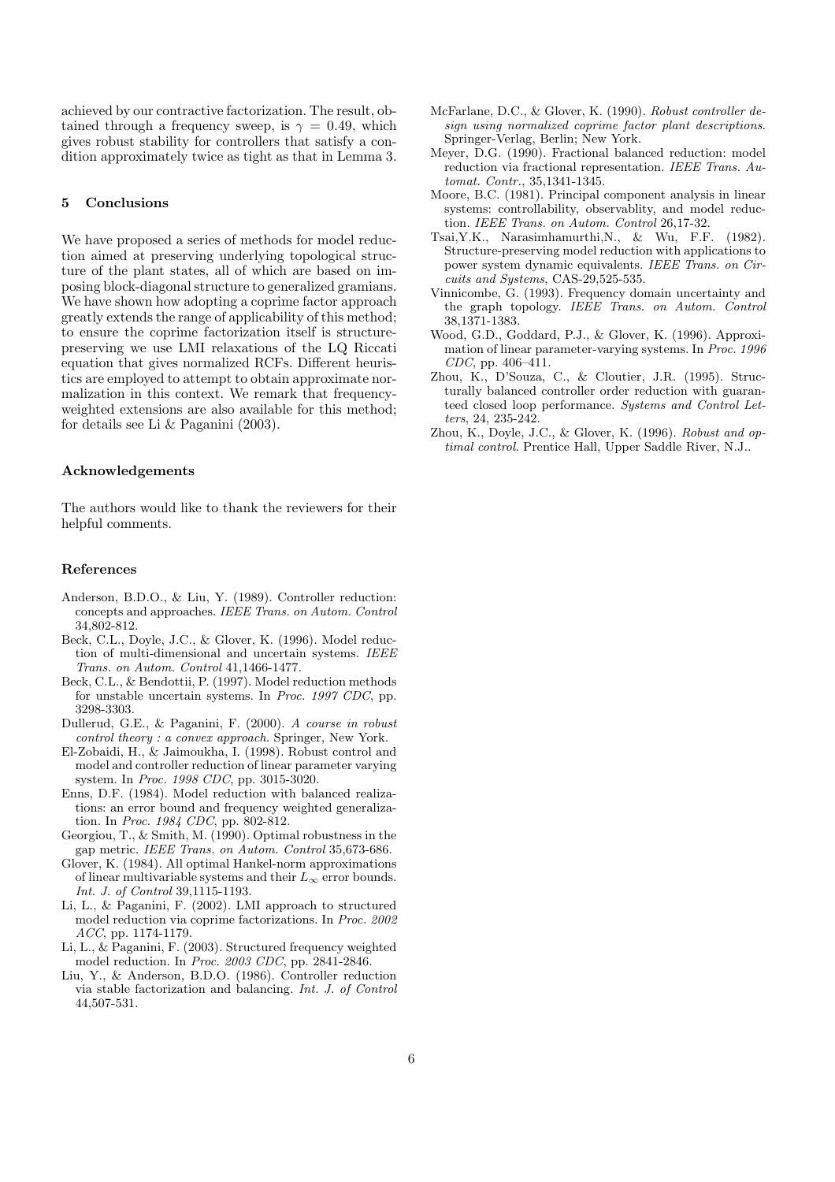achieved by our contractive factorization. The result, obtained through a frequency sweep, is $\gamma = 0.49$, which gives robust stability for controllers that satisfy a condition approximately twice as tight as that in Lemma 3.

## 5 Conclusions

We have proposed a series of methods for model reduction aimed at preserving underlying topological structure of the plant states, all of which are based on imposing block-diagonal structure to generalized gramians. We have shown how adopting a coprime factor approach greatly extends the range of applicability of this method; to ensure the coprime factorization itself is structure-preserving we use LMI relaxations of the LQ Riccati equation that gives normalized RCFs. Different heuristics are employed to attempt to obtain approximate normalization in this context. We remark that frequency-weighted extensions are also available for this method; for details see Li & Paganini (2003).

### Acknowledgements

The authors would like to thank the reviewers for their helpful comments.

### References

Anderson, B.D.O., & Liu, Y. (1989). Controller reduction: concepts and approaches. *IEEE Trans. on Autom. Control* 34,802-812.

Beck, C.L., Doyle, J.C., & Glover, K. (1996). Model reduction of multi-dimensional and uncertain systems. *IEEE Trans. on Autom. Control* 41,1466-1477.

Beck, C.L., & Bendottii, P. (1997). Model reduction methods for unstable uncertain systems. In *Proc. 1997 CDC*, pp. 3298-3303.

Dullerud, G.E., & Paganini, F. (2000). *A course in robust control theory : a convex approach*. Springer, New York.

El-Zobaidi, H., & Jaimoukha, I. (1998). Robust control and model and controller reduction of linear parameter varying system. In *Proc. 1998 CDC*, pp. 3015-3020.

Enns, D.F. (1984). Model reduction with balanced realizations: an error bound and frequency weighted generalization. In *Proc. 1984 CDC*, pp. 802-812.

Georgiou, T., & Smith, M. (1990). Optimal robustness in the gap metric. *IEEE Trans. on Autom. Control* 35,673-686.

Glover, K. (1984). All optimal Hankel-norm approximations of linear multivariable systems and their $L_\infty$ error bounds. *Int. J. of Control* 39,1115-1193.

Li, L., & Paganini, F. (2002). LMI approach to structured model reduction via coprime factorizations. In *Proc. 2002 ACC*, pp. 1174-1179.

Li, L., & Paganini, F. (2003). Structured frequency weighted model reduction. In *Proc. 2003 CDC*, pp. 2841-2846.

Liu, Y., & Anderson, B.D.O. (1986). Controller reduction via stable factorization and balancing. *Int. J. of Control* 44,507-531.

McFarlane, D.C., & Glover, K. (1990). *Robust controller design using normalized coprime factor plant descriptions*. Springer-Verlag, Berlin; New York.

Meyer, D.G. (1990). Fractional balanced reduction: model reduction via fractional representation. *IEEE Trans. Automat. Contr.*, 35,1341-1345.

Moore, B.C. (1981). Principal component analysis in linear systems: controllability, observablity, and model reduction. *IEEE Trans. on Autom. Control* 26,17-32.

Tsai,Y.K., Narasimhamurthi,N., & Wu, F.F. (1982). Structure-preserving model reduction with applications to power system dynamic equivalents. *IEEE Trans. on Circuits and Systems*, CAS-29,525-535.

Vinnicombe, G. (1993). Frequency domain uncertainty and the graph topology. *IEEE Trans. on Autom. Control* 38,1371-1383.

Wood, G.D., Goddard, P.J., & Glover, K. (1996). Approximation of linear parameter-varying systems. In *Proc. 1996 CDC*, pp. 406–411.

Zhou, K., D'Souza, C., & Cloutier, J.R. (1995). Structurally balanced controller order reduction with guaranteed closed loop performance. *Systems and Control Letters*, 24, 235-242.

Zhou, K., Doyle, J.C., & Glover, K. (1996). *Robust and optimal control*. Prentice Hall, Upper Saddle River, N.J..